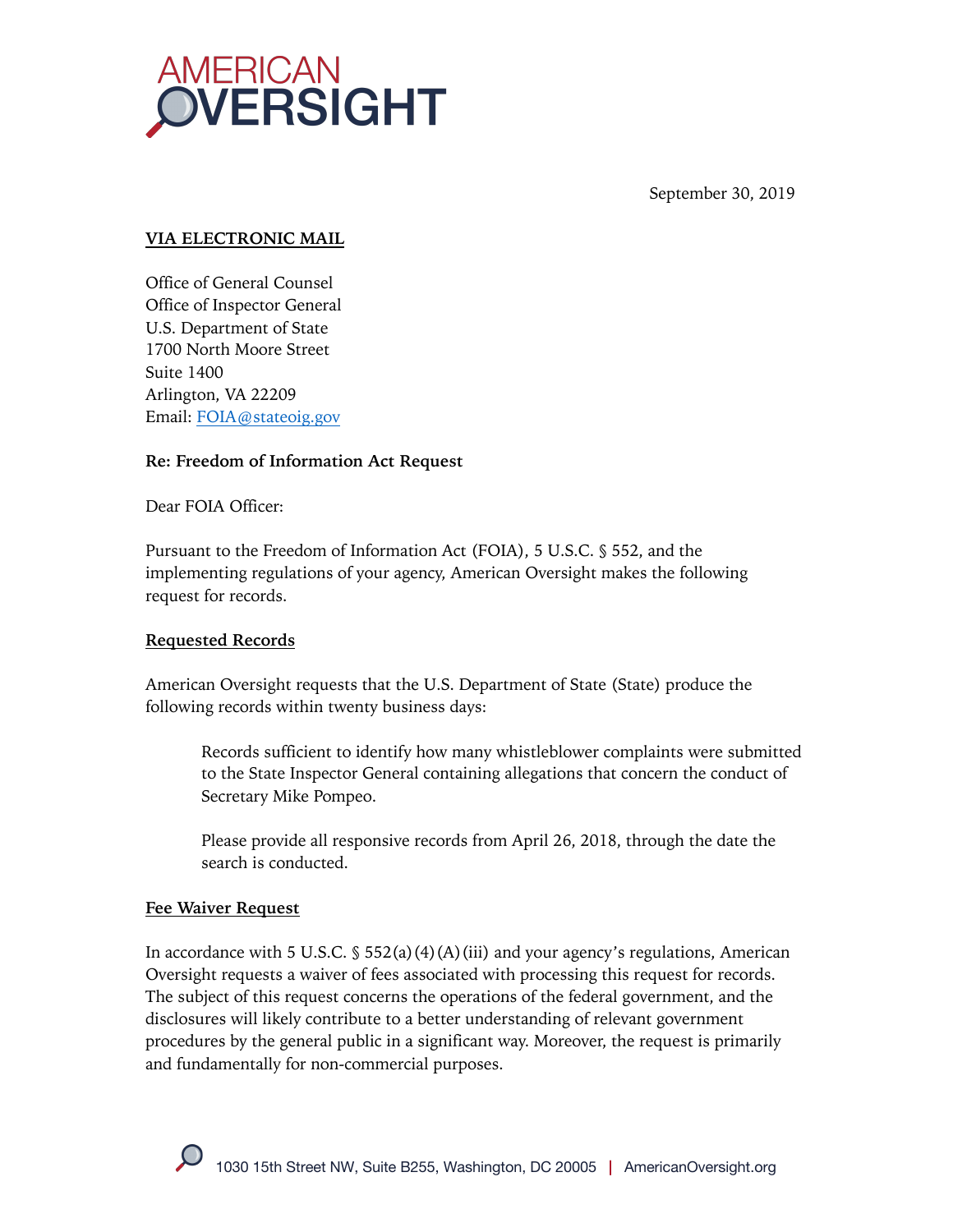# AMERICAN OVERSIGHT

September 30, 2019

**VIA ELECTRONIC MAIL**

Office of General Counsel
Office of Inspector General
U.S. Department of State
1700 North Moore Street
Suite 1400
Arlington, VA 22209
Email: FOIA@stateoig.gov

**Re: Freedom of Information Act Request**

Dear FOIA Officer:

Pursuant to the Freedom of Information Act (FOIA), 5 U.S.C. § 552, and the implementing regulations of your agency, American Oversight makes the following request for records.

**Requested Records**

American Oversight requests that the U.S. Department of State (State) produce the following records within twenty business days:

> Records sufficient to identify how many whistleblower complaints were submitted to the State Inspector General containing allegations that concern the conduct of Secretary Mike Pompeo.
>
> Please provide all responsive records from April 26, 2018, through the date the search is conducted.

**Fee Waiver Request**

In accordance with 5 U.S.C. § 552(a)(4)(A)(iii) and your agency's regulations, American Oversight requests a waiver of fees associated with processing this request for records. The subject of this request concerns the operations of the federal government, and the disclosures will likely contribute to a better understanding of relevant government procedures by the general public in a significant way. Moreover, the request is primarily and fundamentally for non-commercial purposes.

1030 15th Street NW, Suite B255, Washington, DC 20005 | AmericanOversight.org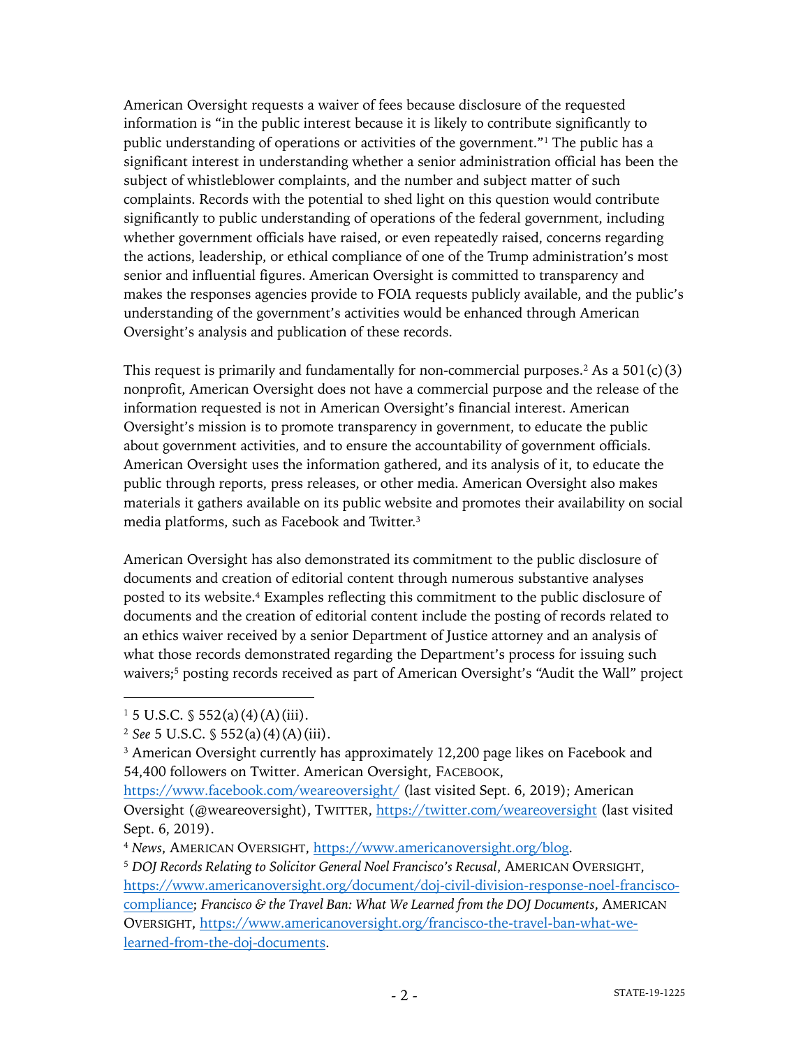American Oversight requests a waiver of fees because disclosure of the requested information is "in the public interest because it is likely to contribute significantly to public understanding of operations or activities of the government."[1] The public has a significant interest in understanding whether a senior administration official has been the subject of whistleblower complaints, and the number and subject matter of such complaints. Records with the potential to shed light on this question would contribute significantly to public understanding of operations of the federal government, including whether government officials have raised, or even repeatedly raised, concerns regarding the actions, leadership, or ethical compliance of one of the Trump administration's most senior and influential figures. American Oversight is committed to transparency and makes the responses agencies provide to FOIA requests publicly available, and the public's understanding of the government's activities would be enhanced through American Oversight's analysis and publication of these records.

This request is primarily and fundamentally for non-commercial purposes.[2] As a 501(c)(3) nonprofit, American Oversight does not have a commercial purpose and the release of the information requested is not in American Oversight's financial interest. American Oversight's mission is to promote transparency in government, to educate the public about government activities, and to ensure the accountability of government officials. American Oversight uses the information gathered, and its analysis of it, to educate the public through reports, press releases, or other media. American Oversight also makes materials it gathers available on its public website and promotes their availability on social media platforms, such as Facebook and Twitter.[3]

American Oversight has also demonstrated its commitment to the public disclosure of documents and creation of editorial content through numerous substantive analyses posted to its website.[4] Examples reflecting this commitment to the public disclosure of documents and the creation of editorial content include the posting of records related to an ethics waiver received by a senior Department of Justice attorney and an analysis of what those records demonstrated regarding the Department's process for issuing such waivers;[5] posting records received as part of American Oversight's "Audit the Wall" project

---

[1] 5 U.S.C. § 552(a)(4)(A)(iii).

[2] *See* 5 U.S.C. § 552(a)(4)(A)(iii).

[3] American Oversight currently has approximately 12,200 page likes on Facebook and 54,400 followers on Twitter. American Oversight, FACEBOOK, https://www.facebook.com/weareoversight/ (last visited Sept. 6, 2019); American Oversight (@weareoversight), TWITTER, https://twitter.com/weareoversight (last visited Sept. 6, 2019).

[4] *News*, AMERICAN OVERSIGHT, https://www.americanoversight.org/blog.

[5] *DOJ Records Relating to Solicitor General Noel Francisco's Recusal*, AMERICAN OVERSIGHT, https://www.americanoversight.org/document/doj-civil-division-response-noel-francisco-compliance; *Francisco & the Travel Ban: What We Learned from the DOJ Documents*, AMERICAN OVERSIGHT, https://www.americanoversight.org/francisco-the-travel-ban-what-we-learned-from-the-doj-documents.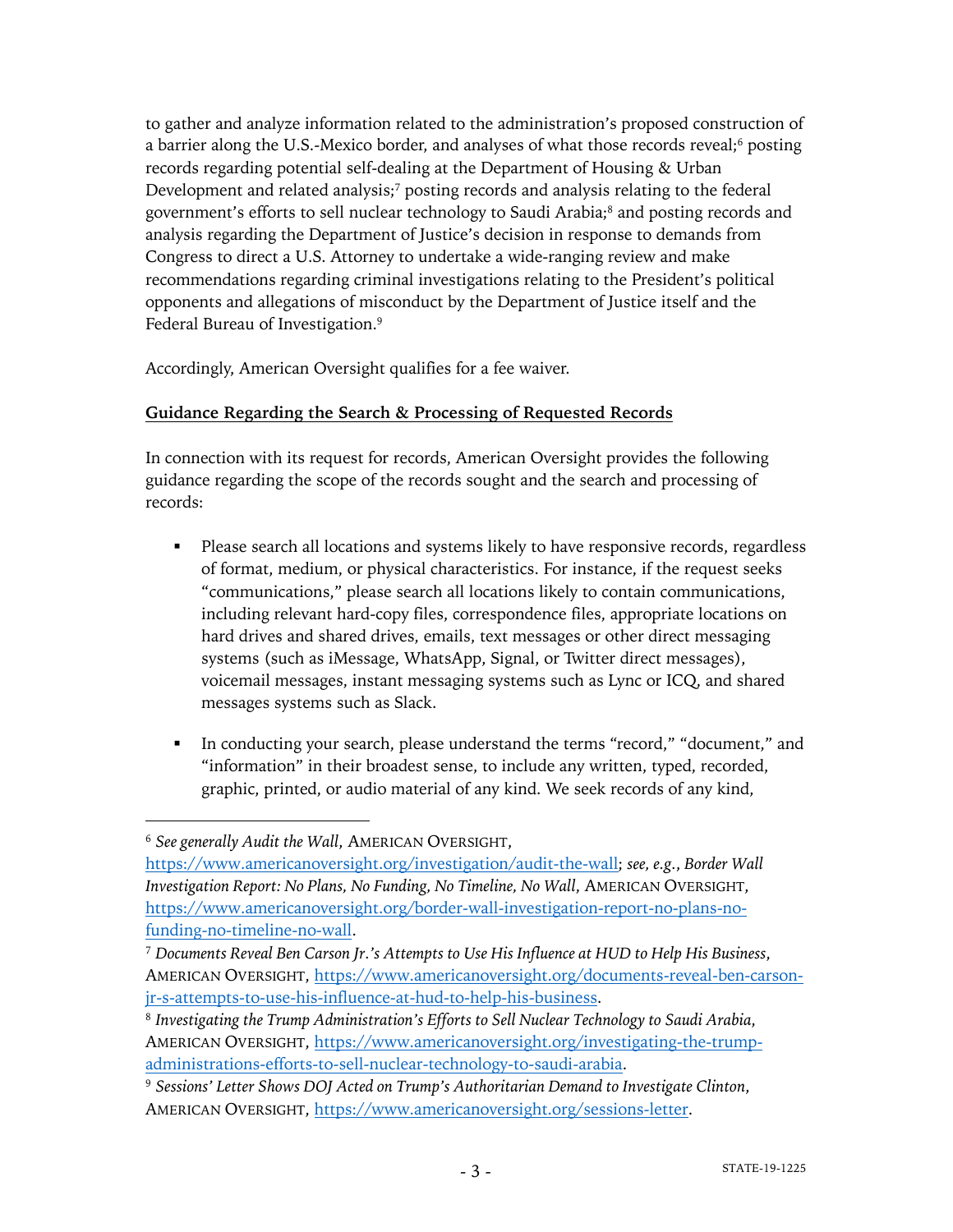to gather and analyze information related to the administration's proposed construction of a barrier along the U.S.-Mexico border, and analyses of what those records reveal;[6] posting records regarding potential self-dealing at the Department of Housing & Urban Development and related analysis;[7] posting records and analysis relating to the federal government's efforts to sell nuclear technology to Saudi Arabia;[8] and posting records and analysis regarding the Department of Justice's decision in response to demands from Congress to direct a U.S. Attorney to undertake a wide-ranging review and make recommendations regarding criminal investigations relating to the President's political opponents and allegations of misconduct by the Department of Justice itself and the Federal Bureau of Investigation.[9]

Accordingly, American Oversight qualifies for a fee waiver.

**Guidance Regarding the Search & Processing of Requested Records**

In connection with its request for records, American Oversight provides the following guidance regarding the scope of the records sought and the search and processing of records:

- Please search all locations and systems likely to have responsive records, regardless of format, medium, or physical characteristics. For instance, if the request seeks "communications," please search all locations likely to contain communications, including relevant hard-copy files, correspondence files, appropriate locations on hard drives and shared drives, emails, text messages or other direct messaging systems (such as iMessage, WhatsApp, Signal, or Twitter direct messages), voicemail messages, instant messaging systems such as Lync or ICQ, and shared messages systems such as Slack.

- In conducting your search, please understand the terms "record," "document," and "information" in their broadest sense, to include any written, typed, recorded, graphic, printed, or audio material of any kind. We seek records of any kind,

---

[6] *See generally Audit the Wall*, AMERICAN OVERSIGHT, https://www.americanoversight.org/investigation/audit-the-wall; *see, e.g.*, *Border Wall Investigation Report: No Plans, No Funding, No Timeline, No Wall*, AMERICAN OVERSIGHT, https://www.americanoversight.org/border-wall-investigation-report-no-plans-no-funding-no-timeline-no-wall.

[7] *Documents Reveal Ben Carson Jr.'s Attempts to Use His Influence at HUD to Help His Business*, AMERICAN OVERSIGHT, https://www.americanoversight.org/documents-reveal-ben-carson-jr-s-attempts-to-use-his-influence-at-hud-to-help-his-business.

[8] *Investigating the Trump Administration's Efforts to Sell Nuclear Technology to Saudi Arabia*, AMERICAN OVERSIGHT, https://www.americanoversight.org/investigating-the-trump-administrations-efforts-to-sell-nuclear-technology-to-saudi-arabia.

[9] *Sessions' Letter Shows DOJ Acted on Trump's Authoritarian Demand to Investigate Clinton*, AMERICAN OVERSIGHT, https://www.americanoversight.org/sessions-letter.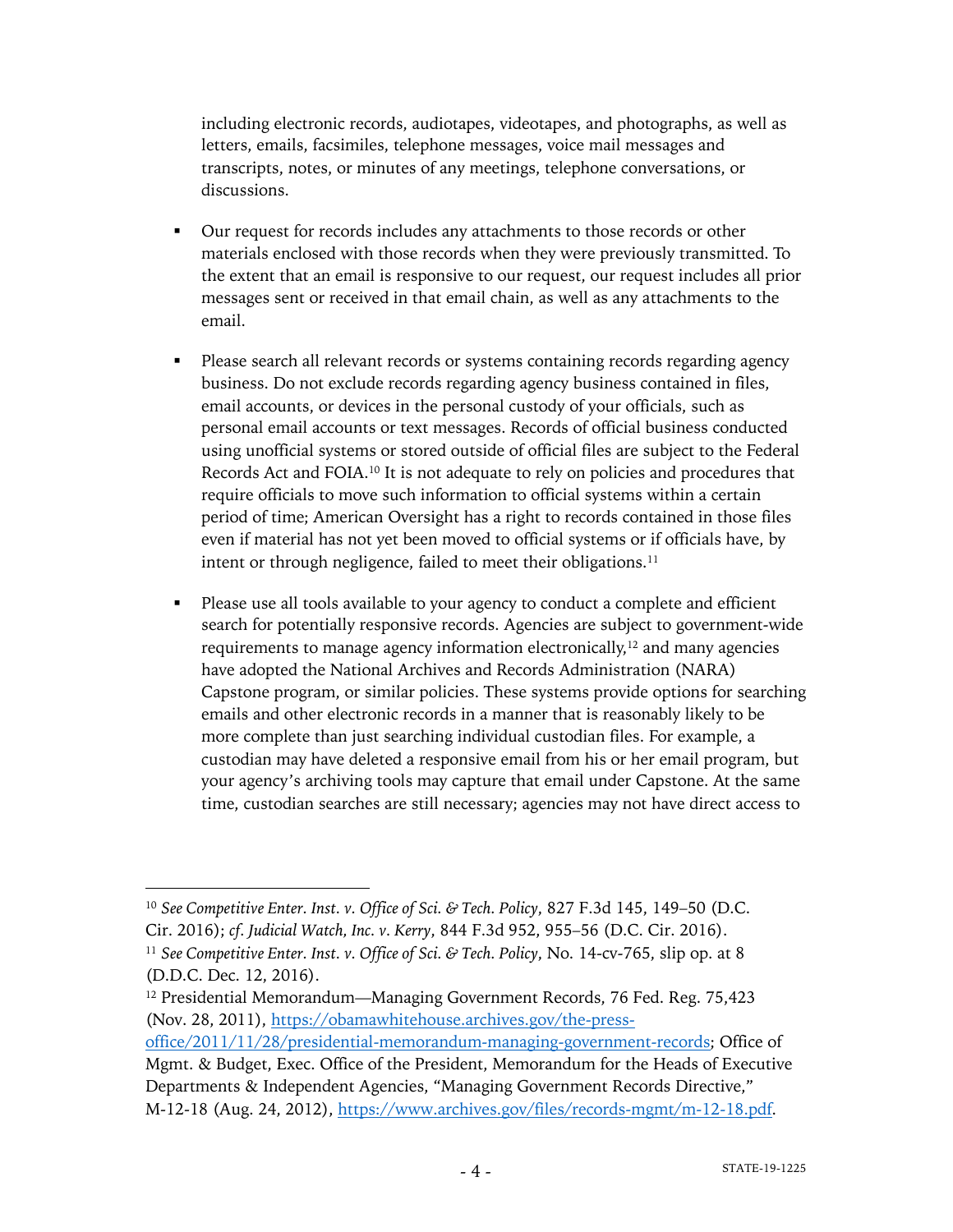including electronic records, audiotapes, videotapes, and photographs, as well as letters, emails, facsimiles, telephone messages, voice mail messages and transcripts, notes, or minutes of any meetings, telephone conversations, or discussions.

- Our request for records includes any attachments to those records or other materials enclosed with those records when they were previously transmitted. To the extent that an email is responsive to our request, our request includes all prior messages sent or received in that email chain, as well as any attachments to the email.

- Please search all relevant records or systems containing records regarding agency business. Do not exclude records regarding agency business contained in files, email accounts, or devices in the personal custody of your officials, such as personal email accounts or text messages. Records of official business conducted using unofficial systems or stored outside of official files are subject to the Federal Records Act and FOIA.[10] It is not adequate to rely on policies and procedures that require officials to move such information to official systems within a certain period of time; American Oversight has a right to records contained in those files even if material has not yet been moved to official systems or if officials have, by intent or through negligence, failed to meet their obligations.[11]

- Please use all tools available to your agency to conduct a complete and efficient search for potentially responsive records. Agencies are subject to government-wide requirements to manage agency information electronically,[12] and many agencies have adopted the National Archives and Records Administration (NARA) Capstone program, or similar policies. These systems provide options for searching emails and other electronic records in a manner that is reasonably likely to be more complete than just searching individual custodian files. For example, a custodian may have deleted a responsive email from his or her email program, but your agency's archiving tools may capture that email under Capstone. At the same time, custodian searches are still necessary; agencies may not have direct access to

---

[10] *See Competitive Enter. Inst. v. Office of Sci. & Tech. Policy*, 827 F.3d 145, 149–50 (D.C. Cir. 2016); *cf. Judicial Watch, Inc. v. Kerry*, 844 F.3d 952, 955–56 (D.C. Cir. 2016).

[11] *See Competitive Enter. Inst. v. Office of Sci. & Tech. Policy*, No. 14-cv-765, slip op. at 8 (D.D.C. Dec. 12, 2016).

[12] Presidential Memorandum—Managing Government Records, 76 Fed. Reg. 75,423 (Nov. 28, 2011), https://obamawhitehouse.archives.gov/the-press-office/2011/11/28/presidential-memorandum-managing-government-records; Office of Mgmt. & Budget, Exec. Office of the President, Memorandum for the Heads of Executive Departments & Independent Agencies, "Managing Government Records Directive," M-12-18 (Aug. 24, 2012), https://www.archives.gov/files/records-mgmt/m-12-18.pdf.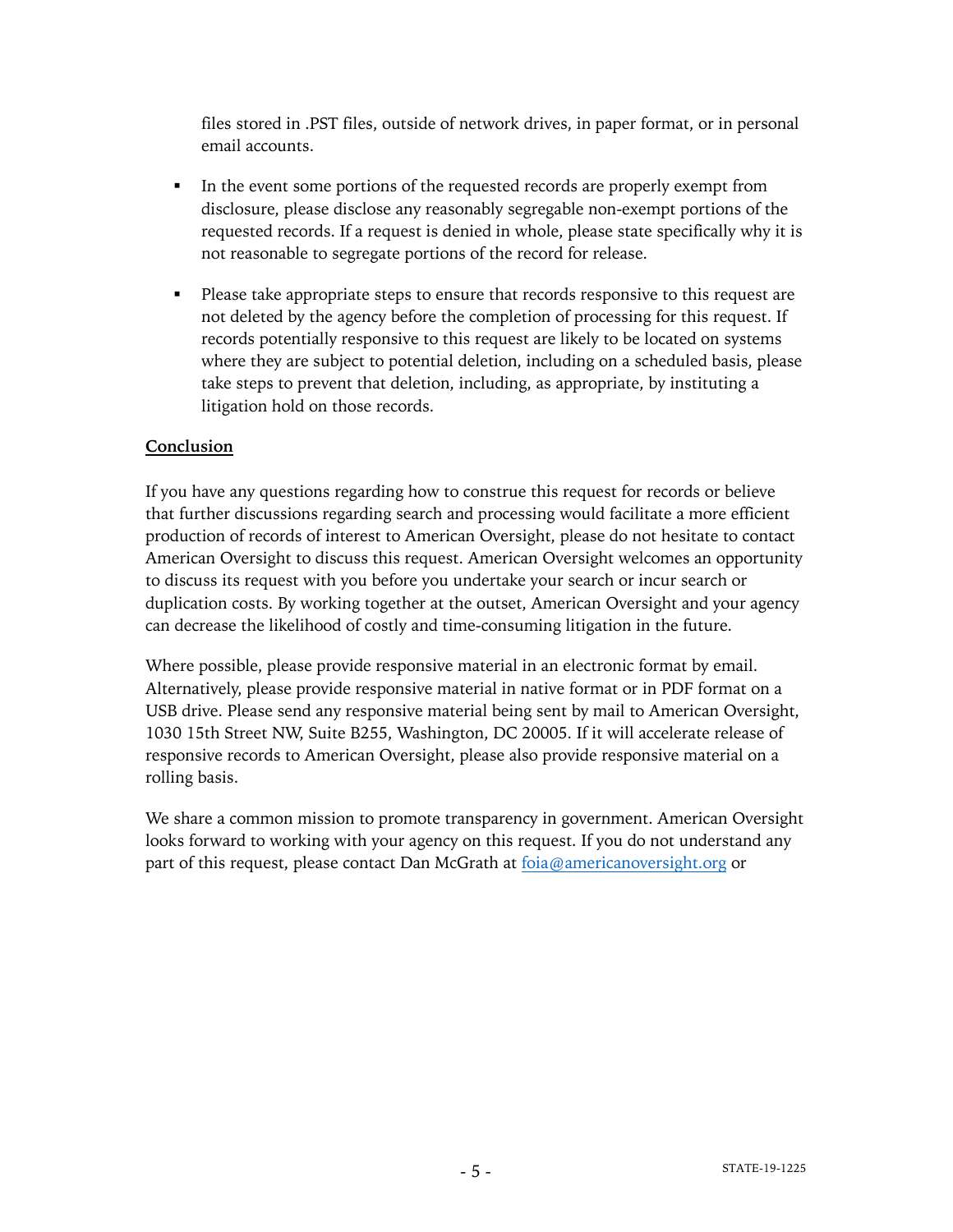files stored in .PST files, outside of network drives, in paper format, or in personal email accounts.

- In the event some portions of the requested records are properly exempt from disclosure, please disclose any reasonably segregable non-exempt portions of the requested records. If a request is denied in whole, please state specifically why it is not reasonable to segregate portions of the record for release.

- Please take appropriate steps to ensure that records responsive to this request are not deleted by the agency before the completion of processing for this request. If records potentially responsive to this request are likely to be located on systems where they are subject to potential deletion, including on a scheduled basis, please take steps to prevent that deletion, including, as appropriate, by instituting a litigation hold on those records.

**Conclusion**

If you have any questions regarding how to construe this request for records or believe that further discussions regarding search and processing would facilitate a more efficient production of records of interest to American Oversight, please do not hesitate to contact American Oversight to discuss this request. American Oversight welcomes an opportunity to discuss its request with you before you undertake your search or incur search or duplication costs. By working together at the outset, American Oversight and your agency can decrease the likelihood of costly and time-consuming litigation in the future.

Where possible, please provide responsive material in an electronic format by email. Alternatively, please provide responsive material in native format or in PDF format on a USB drive. Please send any responsive material being sent by mail to American Oversight, 1030 15th Street NW, Suite B255, Washington, DC 20005. If it will accelerate release of responsive records to American Oversight, please also provide responsive material on a rolling basis.

We share a common mission to promote transparency in government. American Oversight looks forward to working with your agency on this request. If you do not understand any part of this request, please contact Dan McGrath at foia@americanoversight.org or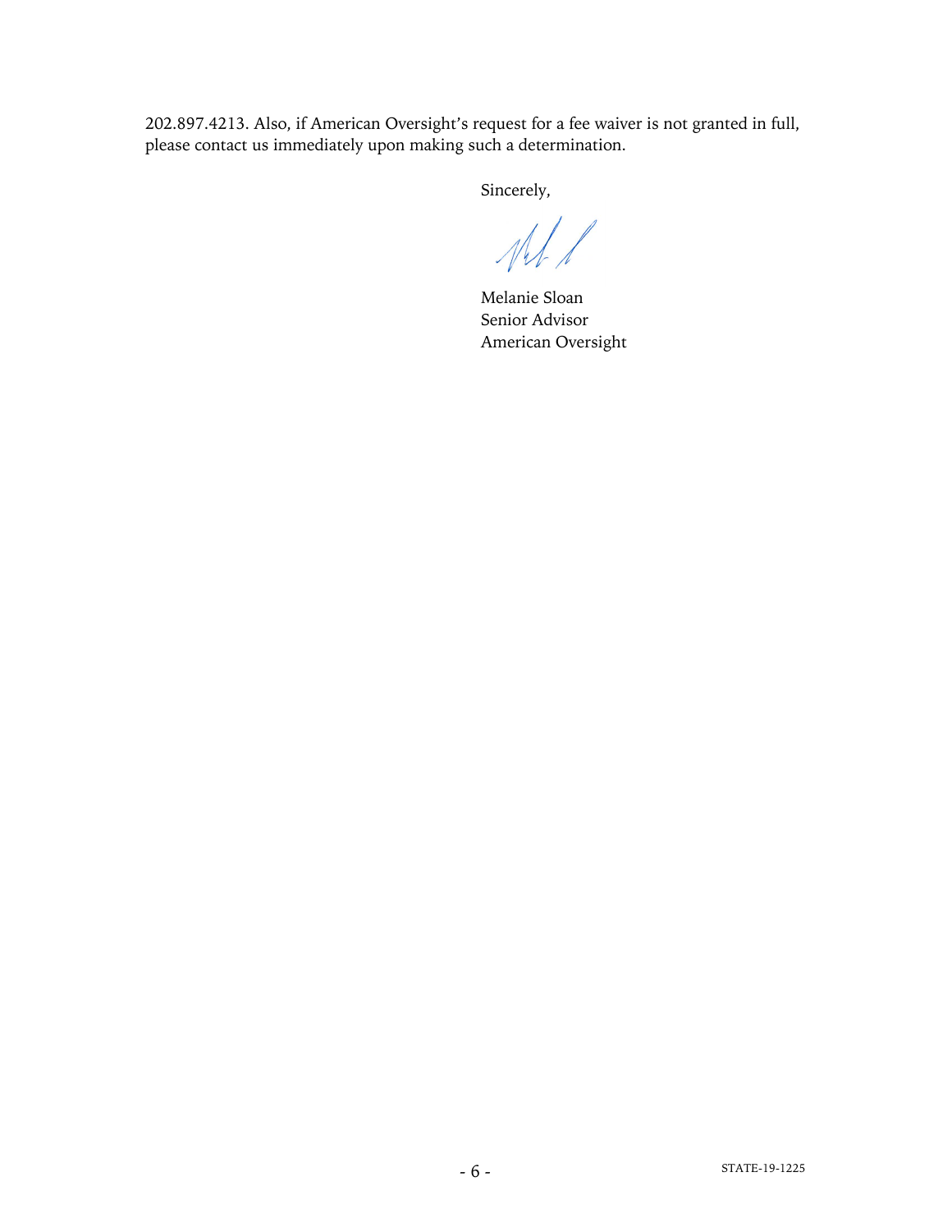202.897.4213. Also, if American Oversight's request for a fee waiver is not granted in full, please contact us immediately upon making such a determination.

Sincerely,

Melanie Sloan
Senior Advisor
American Oversight